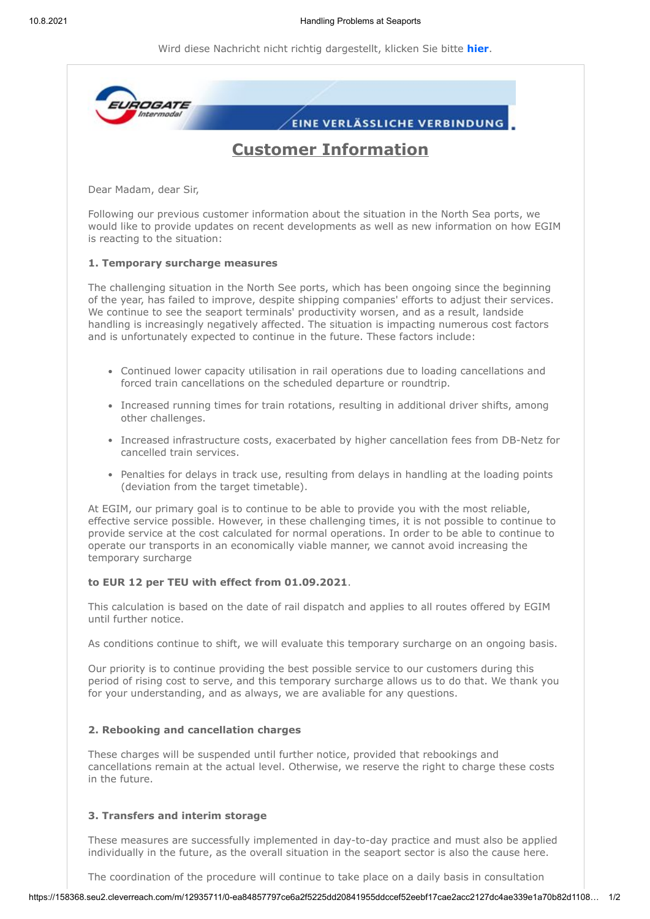Wird diese Nachricht nicht richtig dargestellt, klicken Sie bitte **hier**.

EUROGATE Intermodal — EINE VERLÄSSLICHE VERBINDUNG

# Customer Information

Dear Madam, dear Sir,

Following our previous customer information about the situation in the North Sea ports, we would like to provide updates on recent developments as well as new information on how EGIM is reacting to the situation:

**1. Temporary surcharge measures**

The challenging situation in the North See ports, which has been ongoing since the beginning of the year, has failed to improve, despite shipping companies' efforts to adjust their services. We continue to see the seaport terminals' productivity worsen, and as a result, landside handling is increasingly negatively affected. The situation is impacting numerous cost factors and is unfortunately expected to continue in the future. These factors include:

- Continued lower capacity utilisation in rail operations due to loading cancellations and forced train cancellations on the scheduled departure or roundtrip.
- Increased running times for train rotations, resulting in additional driver shifts, among other challenges.
- Increased infrastructure costs, exacerbated by higher cancellation fees from DB-Netz for cancelled train services.
- Penalties for delays in track use, resulting from delays in handling at the loading points (deviation from the target timetable).

At EGIM, our primary goal is to continue to be able to provide you with the most reliable, effective service possible. However, in these challenging times, it is not possible to continue to provide service at the cost calculated for normal operations. In order to be able to continue to operate our transports in an economically viable manner, we cannot avoid increasing the temporary surcharge

**to EUR 12 per TEU with effect from 01.09.2021**.

This calculation is based on the date of rail dispatch and applies to all routes offered by EGIM until further notice.

As conditions continue to shift, we will evaluate this temporary surcharge on an ongoing basis.

Our priority is to continue providing the best possible service to our customers during this period of rising cost to serve, and this temporary surcharge allows us to do that. We thank you for your understanding, and as always, we are avaliable for any questions.

**2. Rebooking and cancellation charges**

These charges will be suspended until further notice, provided that rebookings and cancellations remain at the actual level. Otherwise, we reserve the right to charge these costs in the future.

**3. Transfers and interim storage**

These measures are successfully implemented in day-to-day practice and must also be applied individually in the future, as the overall situation in the seaport sector is also the cause here.

The coordination of the procedure will continue to take place on a daily basis in consultation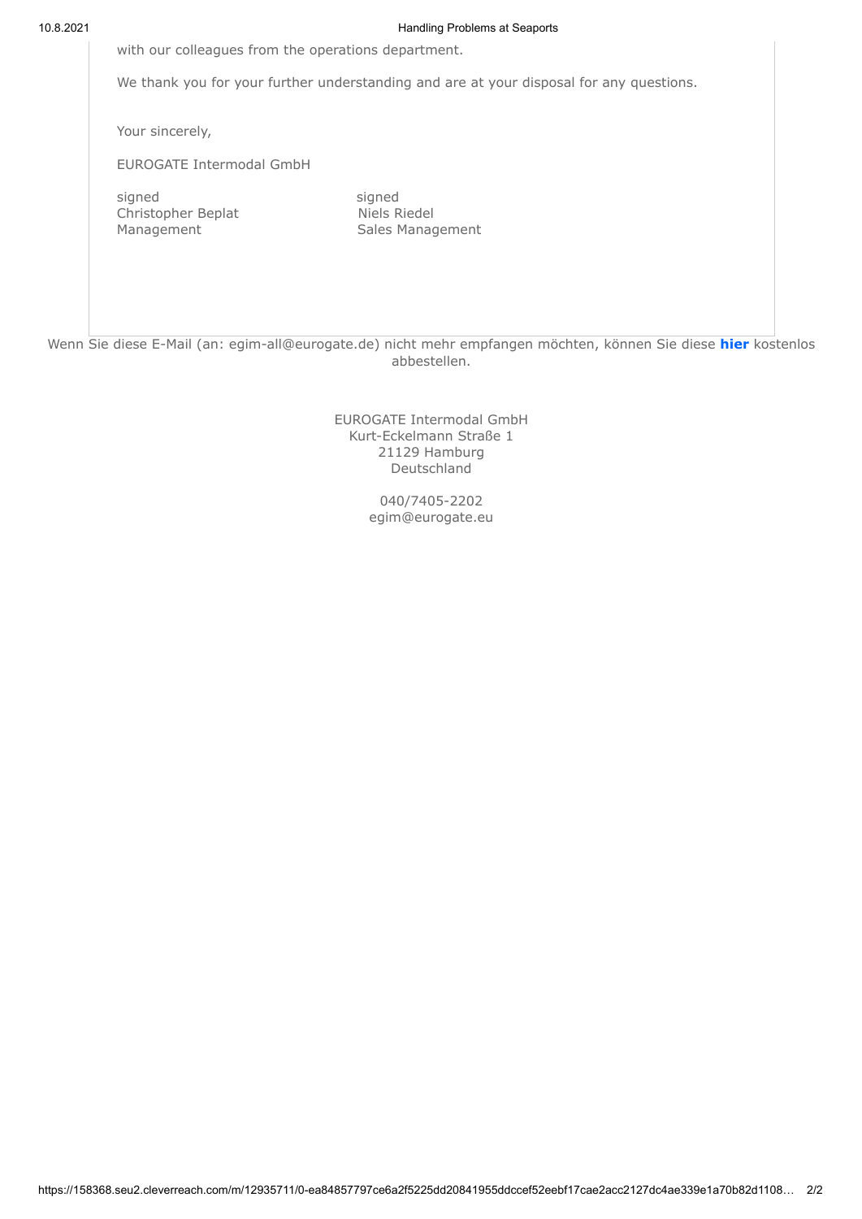with our colleagues from the operations department.

We thank you for your further understanding and are at your disposal for any questions.

Your sincerely,

EUROGATE Intermodal GmbH

| | |
|---|---|
| signed<br>Christopher Beplat<br>Management | signed<br>Niels Riedel<br>Sales Management |

Wenn Sie diese E-Mail (an: egim-all@eurogate.de) nicht mehr empfangen möchten, können Sie diese **hier** kostenlos abbestellen.

EUROGATE Intermodal GmbH
Kurt-Eckelmann Straße 1
21129 Hamburg
Deutschland

040/7405-2202
egim@eurogate.eu